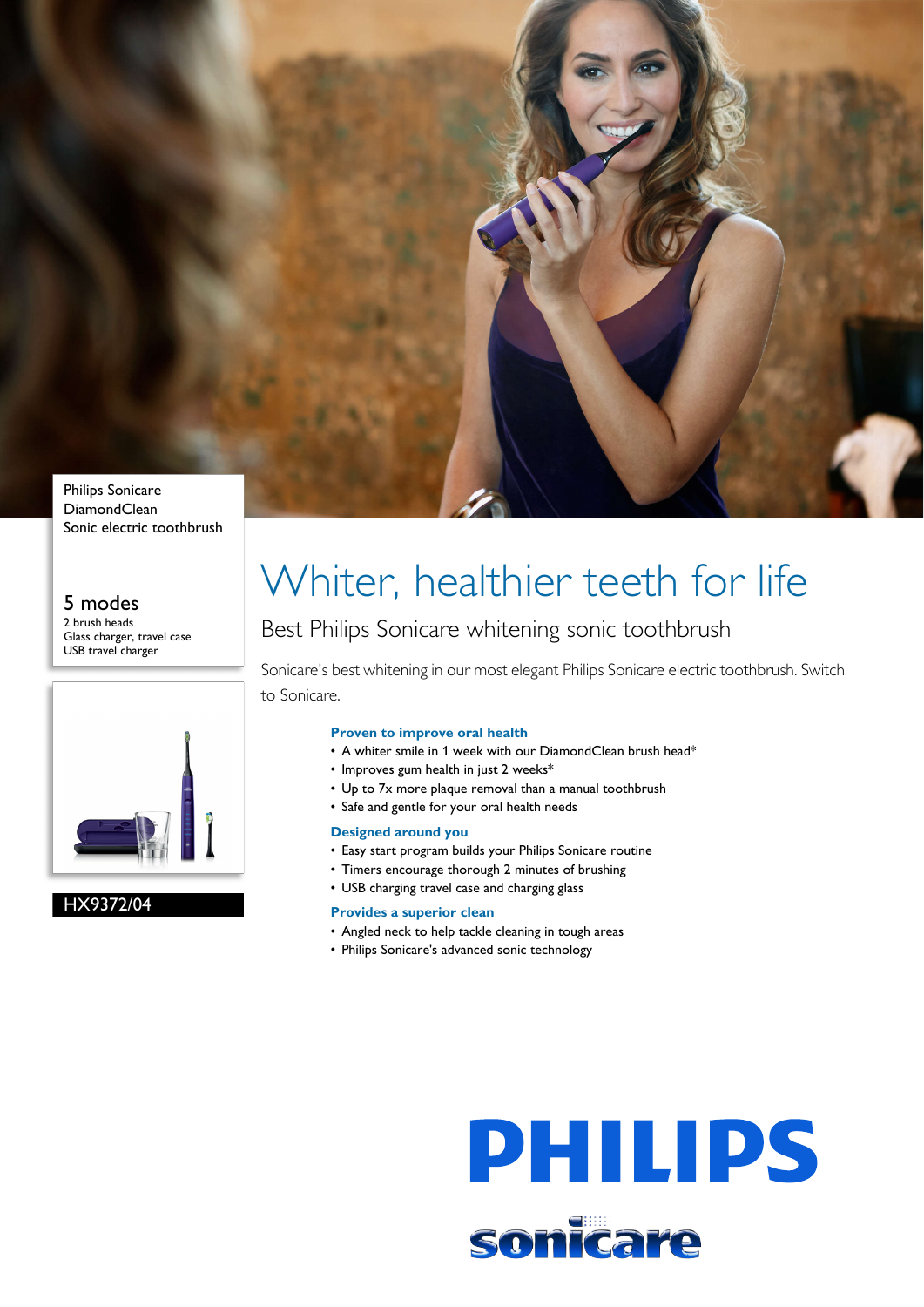Philips Sonicare DiamondClean Sonic electric toothbrush

5 modes
2 brush heads
Glass charger, travel case
USB travel charger

HX9372/04

# Whiter, healthier teeth for life

## Best Philips Sonicare whitening sonic toothbrush

Sonicare's best whitening in our most elegant Philips Sonicare electric toothbrush. Switch to Sonicare.

### Proven to improve oral health

- A whiter smile in 1 week with our DiamondClean brush head*
- Improves gum health in just 2 weeks*
- Up to 7x more plaque removal than a manual toothbrush
- Safe and gentle for your oral health needs

### Designed around you

- Easy start program builds your Philips Sonicare routine
- Timers encourage thorough 2 minutes of brushing
- USB charging travel case and charging glass

### Provides a superior clean

- Angled neck to help tackle cleaning in tough areas
- Philips Sonicare's advanced sonic technology

PHILIPS

sonicare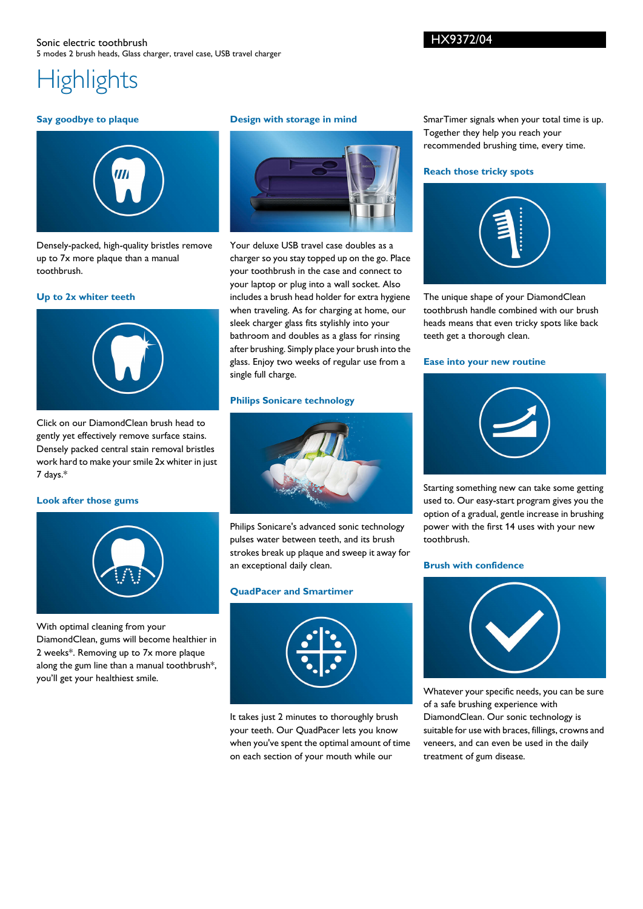Sonic electric toothbrush
5 modes 2 brush heads, Glass charger, travel case, USB travel charger

HX9372/04

# Highlights

### Say goodbye to plaque

Densely-packed, high-quality bristles remove up to 7x more plaque than a manual toothbrush.

### Up to 2x whiter teeth

Click on our DiamondClean brush head to gently yet effectively remove surface stains. Densely packed central stain removal bristles work hard to make your smile 2x whiter in just 7 days.*

### Look after those gums

With optimal cleaning from your DiamondClean, gums will become healthier in 2 weeks*. Removing up to 7x more plaque along the gum line than a manual toothbrush*, you'll get your healthiest smile.

### Design with storage in mind

Your deluxe USB travel case doubles as a charger so you stay topped up on the go. Place your toothbrush in the case and connect to your laptop or plug into a wall socket. Also includes a brush head holder for extra hygiene when traveling. As for charging at home, our sleek charger glass fits stylishly into your bathroom and doubles as a glass for rinsing after brushing. Simply place your brush into the glass. Enjoy two weeks of regular use from a single full charge.

### Philips Sonicare technology

Philips Sonicare's advanced sonic technology pulses water between teeth, and its brush strokes break up plaque and sweep it away for an exceptional daily clean.

### QuadPacer and Smartimer

It takes just 2 minutes to thoroughly brush your teeth. Our QuadPacer lets you know when you've spent the optimal amount of time on each section of your mouth while our SmarTimer signals when your total time is up. Together they help you reach your recommended brushing time, every time.

### Reach those tricky spots

The unique shape of your DiamondClean toothbrush handle combined with our brush heads means that even tricky spots like back teeth get a thorough clean.

### Ease into your new routine

Starting something new can take some getting used to. Our easy-start program gives you the option of a gradual, gentle increase in brushing power with the first 14 uses with your new toothbrush.

### Brush with confidence

Whatever your specific needs, you can be sure of a safe brushing experience with DiamondClean. Our sonic technology is suitable for use with braces, fillings, crowns and veneers, and can even be used in the daily treatment of gum disease.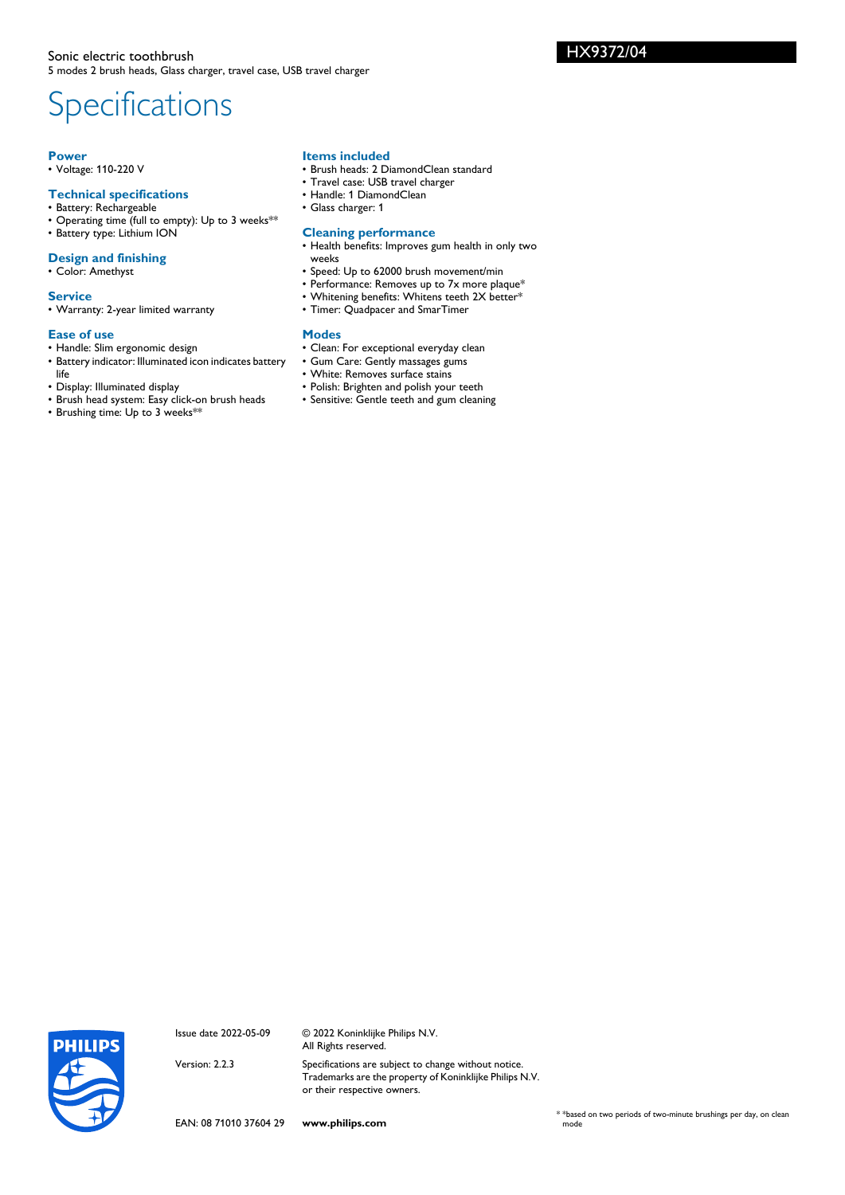Sonic electric toothbrush
5 modes 2 brush heads, Glass charger, travel case, USB travel charger

HX9372/04

# Specifications

### Power
- Voltage: 110-220 V

### Technical specifications
- Battery: Rechargeable
- Operating time (full to empty): Up to 3 weeks**
- Battery type: Lithium ION

### Design and finishing
- Color: Amethyst

### Service
- Warranty: 2-year limited warranty

### Ease of use
- Handle: Slim ergonomic design
- Battery indicator: Illuminated icon indicates battery life
- Display: Illuminated display
- Brush head system: Easy click-on brush heads
- Brushing time: Up to 3 weeks**

### Items included
- Brush heads: 2 DiamondClean standard
- Travel case: USB travel charger
- Handle: 1 DiamondClean
- Glass charger: 1

### Cleaning performance
- Health benefits: Improves gum health in only two weeks
- Speed: Up to 62000 brush movement/min
- Performance: Removes up to 7x more plaque*
- Whitening benefits: Whitens teeth 2X better*
- Timer: Quadpacer and SmarTimer

### Modes
- Clean: For exceptional everyday clean
- Gum Care: Gently massages gums
- White: Removes surface stains
- Polish: Brighten and polish your teeth
- Sensitive: Gentle teeth and gum cleaning

Issue date 2022-05-09

Version: 2.2.3

EAN: 08 71010 37604 29

© 2022 Koninklijke Philips N.V.
All Rights reserved.

Specifications are subject to change without notice. Trademarks are the property of Koninklijke Philips N.V. or their respective owners.

**www.philips.com**

* *based on two periods of two-minute brushings per day, on clean mode